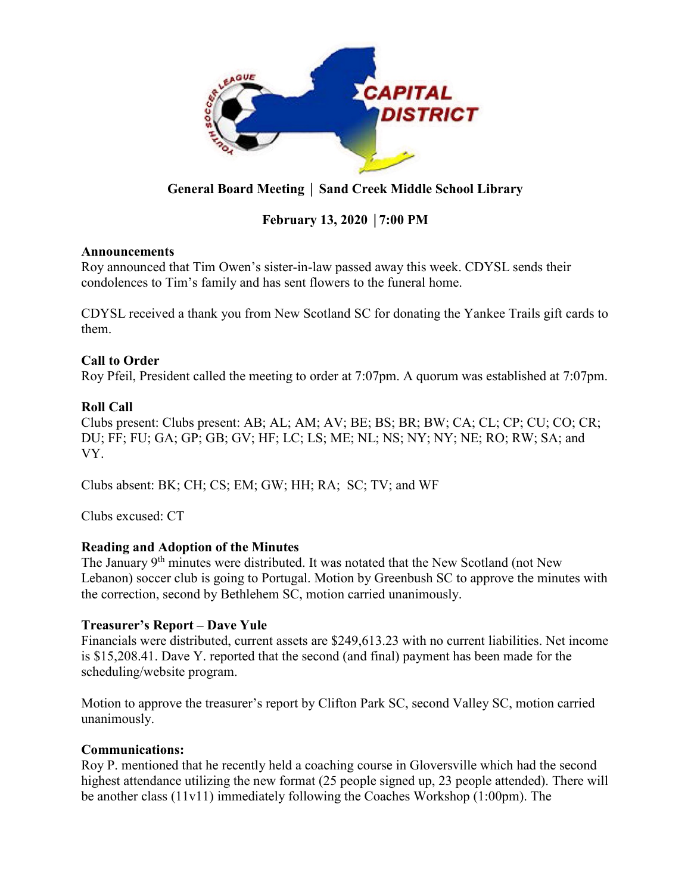**General Board Meeting │ Sand Creek Middle School Library**

**February 13, 2020 │7:00 PM**

**Announcements**

Roy announced that Tim Owen's sister-in-law passed away this week. CDYSL sends their condolences to Tim's family and has sent flowers to the funeral home.

CDYSL received a thank you from New Scotland SC for donating the Yankee Trails gift cards to them.

**Call to Order**

Roy Pfeil, President called the meeting to order at 7:07pm. A quorum was established at 7:07pm.

**Roll Call**

Clubs present: Clubs present: AB; AL; AM; AV; BE; BS; BR; BW; CA; CL; CP; CU; CO; CR; DU; FF; FU; GA; GP; GB; GV; HF; LC; LS; ME; NL; NS; NY; NY; NE; RO; RW; SA; and VY.

Clubs absent: BK; CH; CS; EM; GW; HH; RA; SC; TV; and WF

Clubs excused: CT

**Reading and Adoption of the Minutes**

The January 9th minutes were distributed. It was notated that the New Scotland (not New Lebanon) soccer club is going to Portugal. Motion by Greenbush SC to approve the minutes with the correction, second by Bethlehem SC, motion carried unanimously.

**Treasurer's Report – Dave Yule**

Financials were distributed, current assets are $249,613.23 with no current liabilities. Net income is $15,208.41. Dave Y. reported that the second (and final) payment has been made for the scheduling/website program.

Motion to approve the treasurer's report by Clifton Park SC, second Valley SC, motion carried unanimously.

**Communications:**

Roy P. mentioned that he recently held a coaching course in Gloversville which had the second highest attendance utilizing the new format (25 people signed up, 23 people attended). There will be another class (11v11) immediately following the Coaches Workshop (1:00pm). The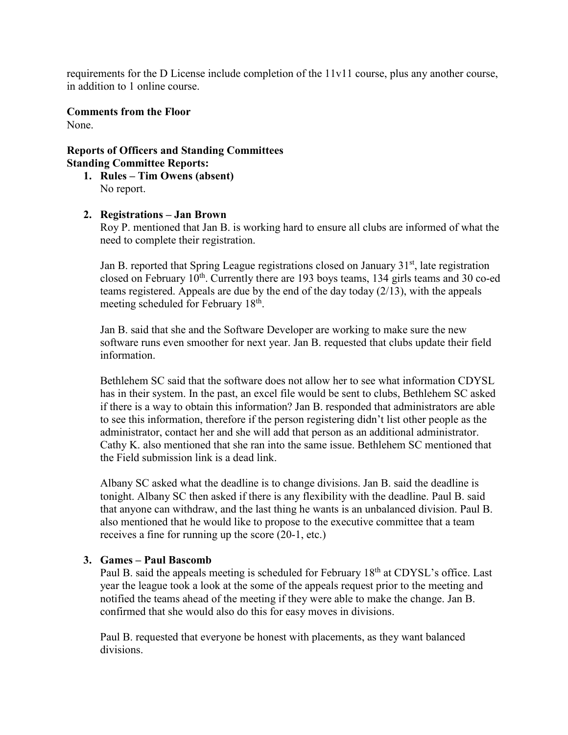requirements for the D License include completion of the 11v11 course, plus any another course, in addition to 1 online course.

**Comments from the Floor**

None.

**Reports of Officers and Standing Committees**

**Standing Committee Reports:**

1. **Rules – Tim Owens (absent)**

   No report.

2. **Registrations – Jan Brown**

   Roy P. mentioned that Jan B. is working hard to ensure all clubs are informed of what the need to complete their registration.

   Jan B. reported that Spring League registrations closed on January 31st, late registration closed on February 10th. Currently there are 193 boys teams, 134 girls teams and 30 co-ed teams registered. Appeals are due by the end of the day today (2/13), with the appeals meeting scheduled for February 18th.

   Jan B. said that she and the Software Developer are working to make sure the new software runs even smoother for next year. Jan B. requested that clubs update their field information.

   Bethlehem SC said that the software does not allow her to see what information CDYSL has in their system. In the past, an excel file would be sent to clubs, Bethlehem SC asked if there is a way to obtain this information? Jan B. responded that administrators are able to see this information, therefore if the person registering didn't list other people as the administrator, contact her and she will add that person as an additional administrator. Cathy K. also mentioned that she ran into the same issue. Bethlehem SC mentioned that the Field submission link is a dead link.

   Albany SC asked what the deadline is to change divisions. Jan B. said the deadline is tonight. Albany SC then asked if there is any flexibility with the deadline. Paul B. said that anyone can withdraw, and the last thing he wants is an unbalanced division. Paul B. also mentioned that he would like to propose to the executive committee that a team receives a fine for running up the score (20-1, etc.)

3. **Games – Paul Bascomb**

   Paul B. said the appeals meeting is scheduled for February 18th at CDYSL's office. Last year the league took a look at the some of the appeals request prior to the meeting and notified the teams ahead of the meeting if they were able to make the change. Jan B. confirmed that she would also do this for easy moves in divisions.

   Paul B. requested that everyone be honest with placements, as they want balanced divisions.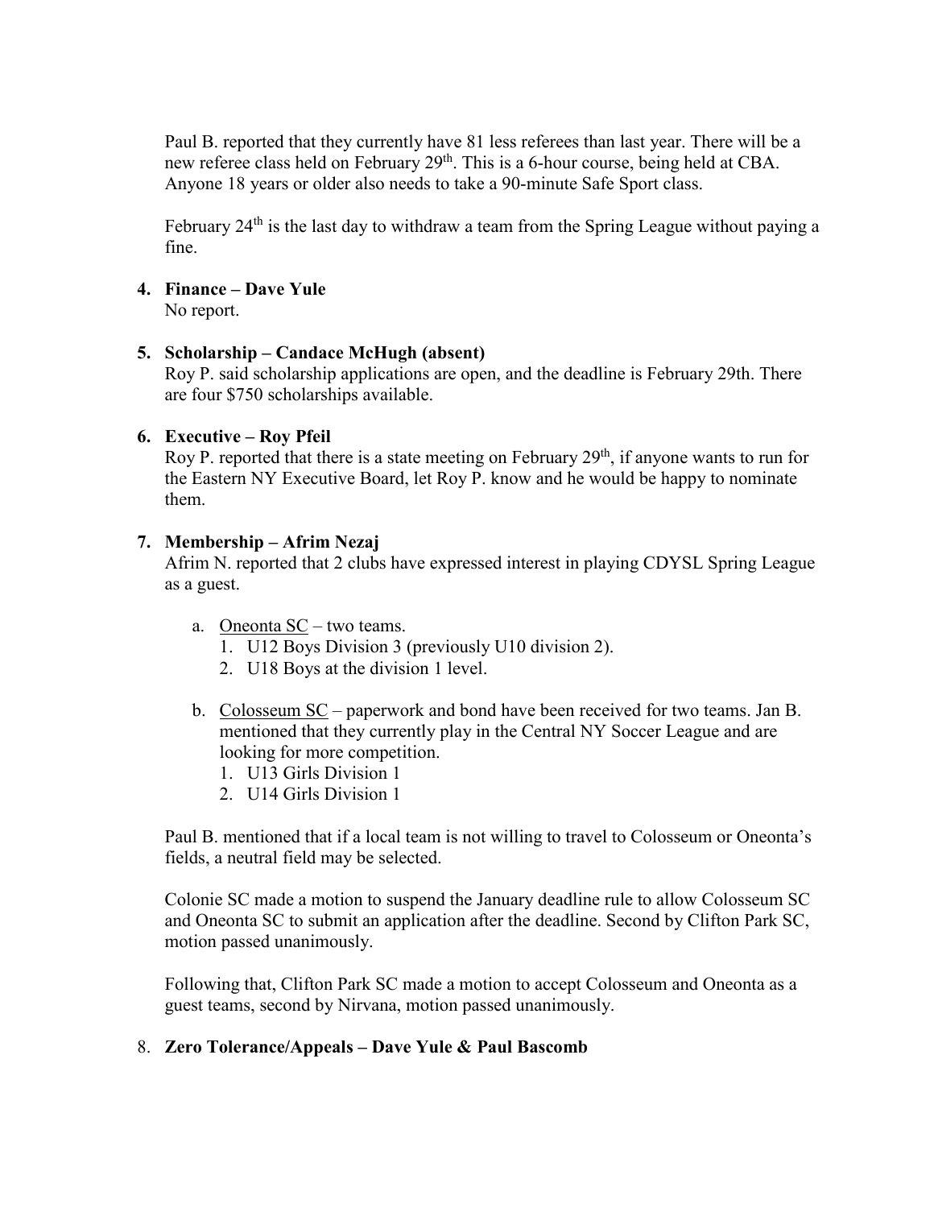Paul B. reported that they currently have 81 less referees than last year. There will be a new referee class held on February 29th. This is a 6-hour course, being held at CBA. Anyone 18 years or older also needs to take a 90-minute Safe Sport class.

February 24th is the last day to withdraw a team from the Spring League without paying a fine.

4. **Finance – Dave Yule**
   No report.

5. **Scholarship – Candace McHugh (absent)**
   Roy P. said scholarship applications are open, and the deadline is February 29th. There are four $750 scholarships available.

6. **Executive – Roy Pfeil**
   Roy P. reported that there is a state meeting on February 29th, if anyone wants to run for the Eastern NY Executive Board, let Roy P. know and he would be happy to nominate them.

7. **Membership – Afrim Nezaj**
   Afrim N. reported that 2 clubs have expressed interest in playing CDYSL Spring League as a guest.

   a. Oneonta SC – two teams.
      1. U12 Boys Division 3 (previously U10 division 2).
      2. U18 Boys at the division 1 level.

   b. Colosseum SC – paperwork and bond have been received for two teams. Jan B. mentioned that they currently play in the Central NY Soccer League and are looking for more competition.
      1. U13 Girls Division 1
      2. U14 Girls Division 1

   Paul B. mentioned that if a local team is not willing to travel to Colosseum or Oneonta's fields, a neutral field may be selected.

   Colonie SC made a motion to suspend the January deadline rule to allow Colosseum SC and Oneonta SC to submit an application after the deadline. Second by Clifton Park SC, motion passed unanimously.

   Following that, Clifton Park SC made a motion to accept Colosseum and Oneonta as a guest teams, second by Nirvana, motion passed unanimously.

8. **Zero Tolerance/Appeals – Dave Yule & Paul Bascomb**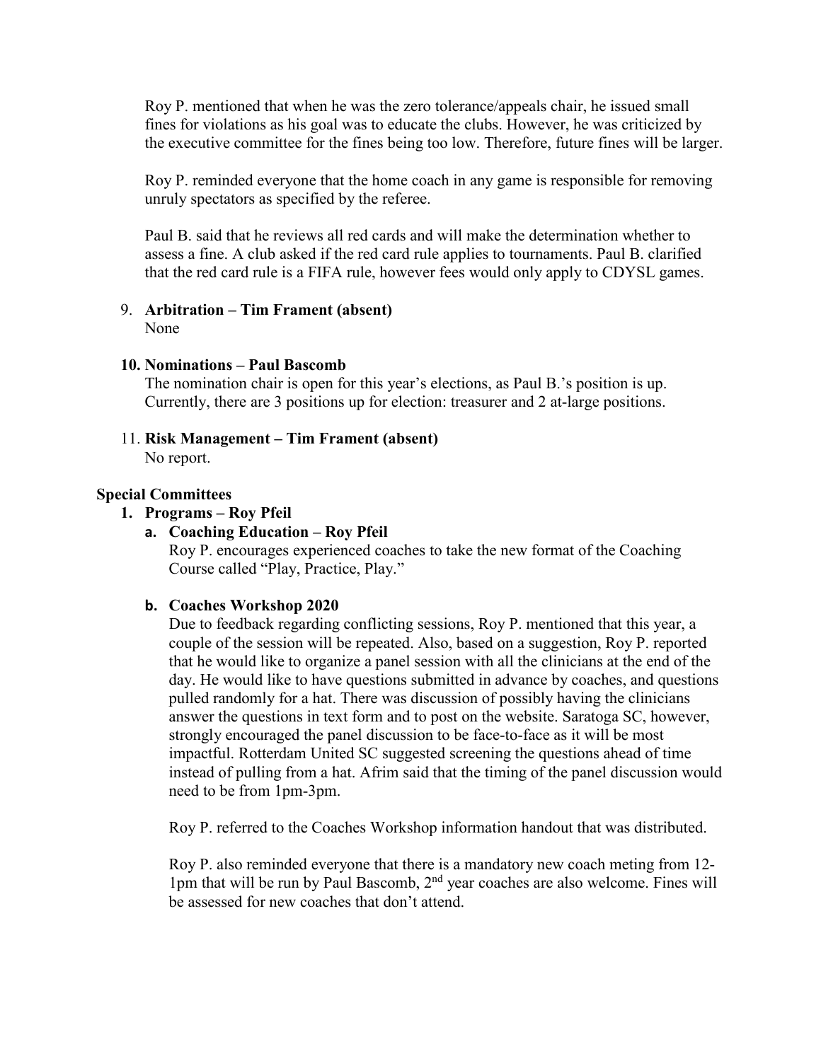Roy P. mentioned that when he was the zero tolerance/appeals chair, he issued small fines for violations as his goal was to educate the clubs. However, he was criticized by the executive committee for the fines being too low. Therefore, future fines will be larger.

Roy P. reminded everyone that the home coach in any game is responsible for removing unruly spectators as specified by the referee.

Paul B. said that he reviews all red cards and will make the determination whether to assess a fine. A club asked if the red card rule applies to tournaments. Paul B. clarified that the red card rule is a FIFA rule, however fees would only apply to CDYSL games.

9. **Arbitration – Tim Frament (absent)**
   None

10. **Nominations – Paul Bascomb**
    The nomination chair is open for this year's elections, as Paul B.'s position is up. Currently, there are 3 positions up for election: treasurer and 2 at-large positions.

11. **Risk Management – Tim Frament (absent)**
    No report.

**Special Committees**

1. **Programs – Roy Pfeil**

   a. **Coaching Education – Roy Pfeil**
      Roy P. encourages experienced coaches to take the new format of the Coaching Course called "Play, Practice, Play."

   b. **Coaches Workshop 2020**
      Due to feedback regarding conflicting sessions, Roy P. mentioned that this year, a couple of the session will be repeated. Also, based on a suggestion, Roy P. reported that he would like to organize a panel session with all the clinicians at the end of the day. He would like to have questions submitted in advance by coaches, and questions pulled randomly for a hat. There was discussion of possibly having the clinicians answer the questions in text form and to post on the website. Saratoga SC, however, strongly encouraged the panel discussion to be face-to-face as it will be most impactful. Rotterdam United SC suggested screening the questions ahead of time instead of pulling from a hat. Afrim said that the timing of the panel discussion would need to be from 1pm-3pm.

      Roy P. referred to the Coaches Workshop information handout that was distributed.

      Roy P. also reminded everyone that there is a mandatory new coach meting from 12-1pm that will be run by Paul Bascomb, 2nd year coaches are also welcome. Fines will be assessed for new coaches that don't attend.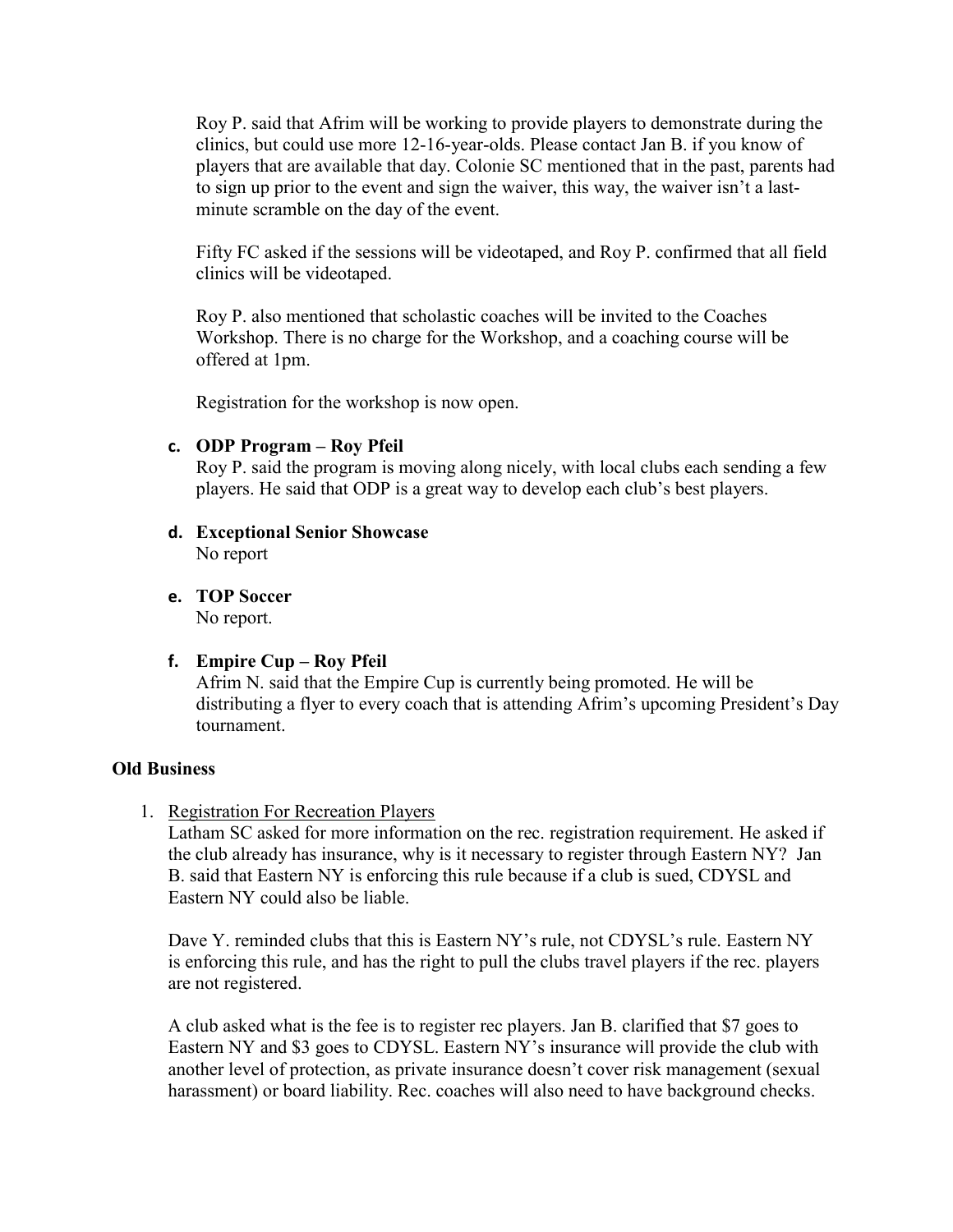Roy P. said that Afrim will be working to provide players to demonstrate during the clinics, but could use more 12-16-year-olds. Please contact Jan B. if you know of players that are available that day. Colonie SC mentioned that in the past, parents had to sign up prior to the event and sign the waiver, this way, the waiver isn't a last-minute scramble on the day of the event.

Fifty FC asked if the sessions will be videotaped, and Roy P. confirmed that all field clinics will be videotaped.

Roy P. also mentioned that scholastic coaches will be invited to the Coaches Workshop. There is no charge for the Workshop, and a coaching course will be offered at 1pm.

Registration for the workshop is now open.

**c. ODP Program – Roy Pfeil**

Roy P. said the program is moving along nicely, with local clubs each sending a few players. He said that ODP is a great way to develop each club's best players.

**d. Exceptional Senior Showcase**

No report

**e. TOP Soccer**

No report.

**f. Empire Cup – Roy Pfeil**

Afrim N. said that the Empire Cup is currently being promoted. He will be distributing a flyer to every coach that is attending Afrim's upcoming President's Day tournament.

## Old Business

1. Registration For Recreation Players

   Latham SC asked for more information on the rec. registration requirement. He asked if the club already has insurance, why is it necessary to register through Eastern NY? Jan B. said that Eastern NY is enforcing this rule because if a club is sued, CDYSL and Eastern NY could also be liable.

   Dave Y. reminded clubs that this is Eastern NY's rule, not CDYSL's rule. Eastern NY is enforcing this rule, and has the right to pull the clubs travel players if the rec. players are not registered.

   A club asked what is the fee is to register rec players. Jan B. clarified that $7 goes to Eastern NY and $3 goes to CDYSL. Eastern NY's insurance will provide the club with another level of protection, as private insurance doesn't cover risk management (sexual harassment) or board liability. Rec. coaches will also need to have background checks.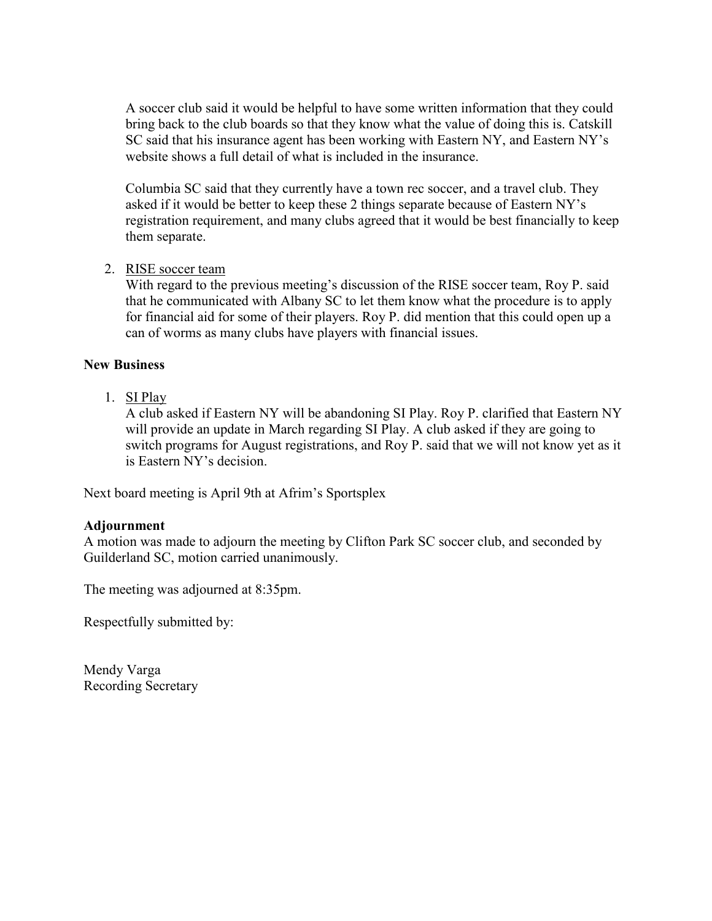A soccer club said it would be helpful to have some written information that they could bring back to the club boards so that they know what the value of doing this is. Catskill SC said that his insurance agent has been working with Eastern NY, and Eastern NY's website shows a full detail of what is included in the insurance.

Columbia SC said that they currently have a town rec soccer, and a travel club. They asked if it would be better to keep these 2 things separate because of Eastern NY's registration requirement, and many clubs agreed that it would be best financially to keep them separate.

2. RISE soccer team
   With regard to the previous meeting's discussion of the RISE soccer team, Roy P. said that he communicated with Albany SC to let them know what the procedure is to apply for financial aid for some of their players. Roy P. did mention that this could open up a can of worms as many clubs have players with financial issues.

**New Business**

1. SI Play
   A club asked if Eastern NY will be abandoning SI Play. Roy P. clarified that Eastern NY will provide an update in March regarding SI Play. A club asked if they are going to switch programs for August registrations, and Roy P. said that we will not know yet as it is Eastern NY's decision.

Next board meeting is April 9th at Afrim's Sportsplex

**Adjournment**

A motion was made to adjourn the meeting by Clifton Park SC soccer club, and seconded by Guilderland SC, motion carried unanimously.

The meeting was adjourned at 8:35pm.

Respectfully submitted by:

Mendy Varga
Recording Secretary